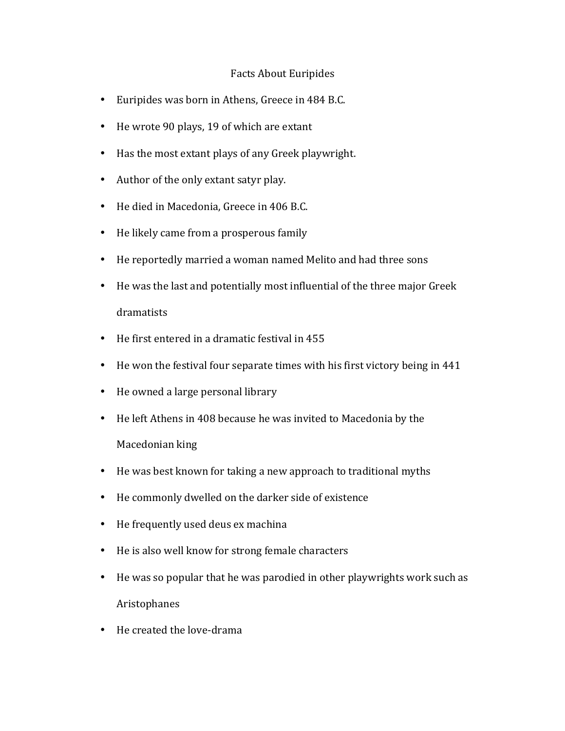# Facts About Euripides

- Euripides was born in Athens, Greece in 484 B.C.
- He wrote 90 plays, 19 of which are extant
- Has the most extant plays of any Greek playwright.
- Author of the only extant satyr play.
- He died in Macedonia, Greece in 406 B.C.
- He likely came from a prosperous family
- He reportedly married a woman named Melito and had three sons
- He was the last and potentially most influential of the three major Greek dramatists
- He first entered in a dramatic festival in 455
- He won the festival four separate times with his first victory being in 441
- He owned a large personal library
- He left Athens in 408 because he was invited to Macedonia by the Macedonian king
- He was best known for taking a new approach to traditional myths
- He commonly dwelled on the darker side of existence
- He frequently used deus ex machina
- He is also well know for strong female characters
- He was so popular that he was parodied in other playwrights work such as Aristophanes
- He created the love-drama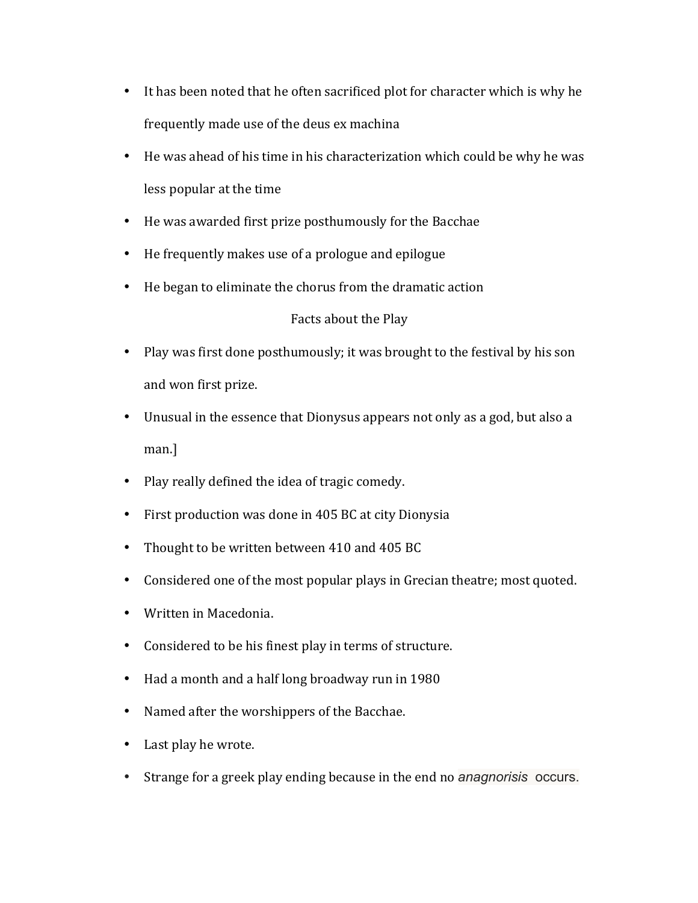- It has been noted that he often sacrificed plot for character which is why he frequently made use of the deus ex machina
- He was ahead of his time in his characterization which could be why he was less popular at the time
- He was awarded first prize posthumously for the Bacchae
- He frequently makes use of a prologue and epilogue
- He began to eliminate the chorus from the dramatic action

Facts about the Play

- Play was first done posthumously; it was brought to the festival by his son and won first prize.
- Unusual in the essence that Dionysus appears not only as a god, but also a man.]
- Play really defined the idea of tragic comedy.
- First production was done in 405 BC at city Dionysia
- Thought to be written between 410 and 405 BC
- Considered one of the most popular plays in Grecian theatre; most quoted.
- Written in Macedonia.
- Considered to be his finest play in terms of structure.
- Had a month and a half long broadway run in 1980
- Named after the worshippers of the Bacchae.
- Last play he wrote.
- Strange for a greek play ending because in the end no *anagnorisis* occurs.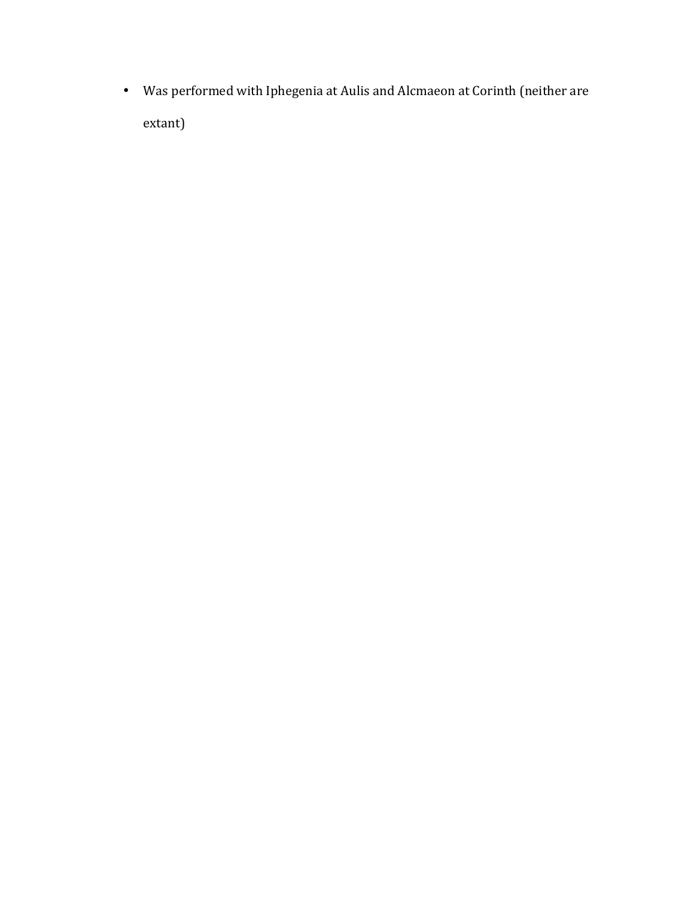- Was performed with Iphegenia at Aulis and Alcmaeon at Corinth (neither are extant)